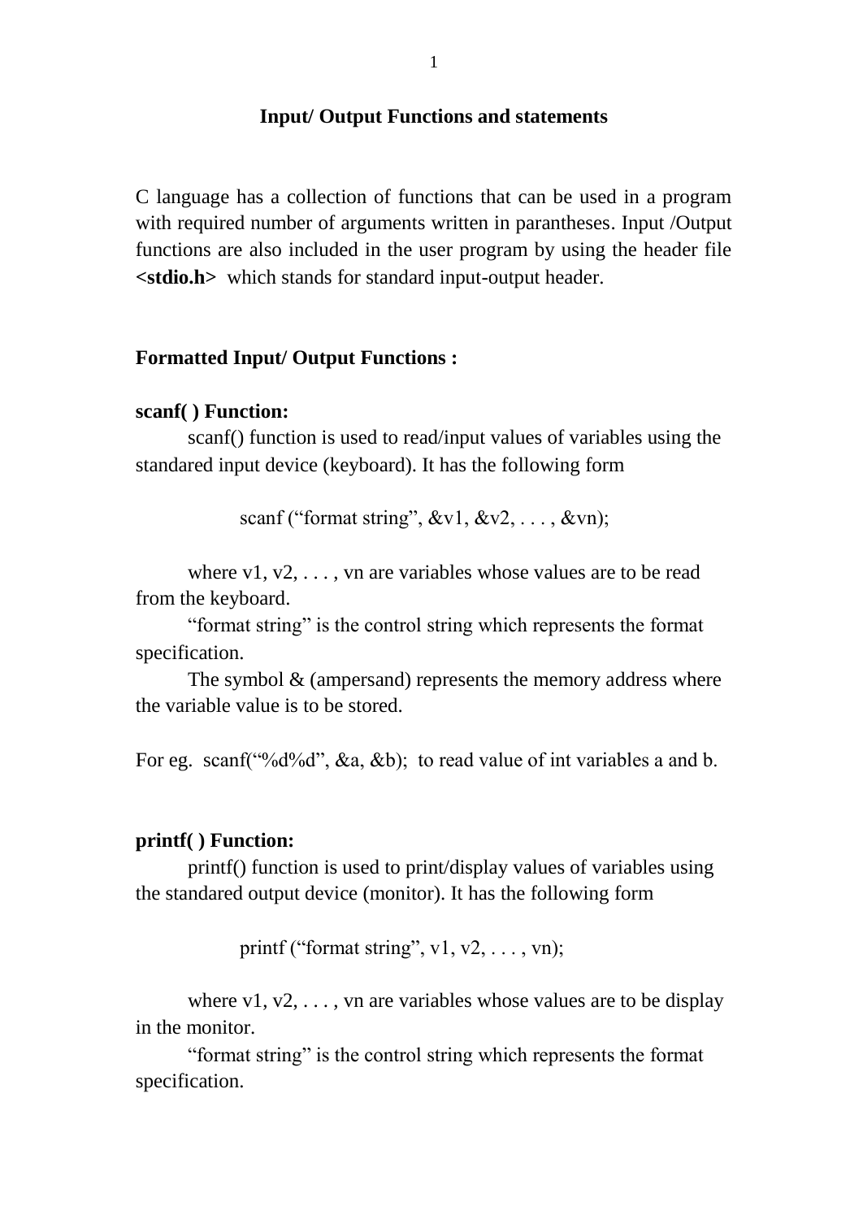# Input/ Output Functions and statements

C language has a collection of functions that can be used in a program with required number of arguments written in parantheses. Input /Output functions are also included in the user program by using the header file **<stdio.h>** which stands for standard input-output header.

## Formatted Input/ Output Functions :

### scanf( ) Function:

scanf() function is used to read/input values of variables using the standared input device (keyboard). It has the following form

```
scanf (“format string”, &v1, &v2, . . . , &vn);
```

where v1, v2, . . . , vn are variables whose values are to be read from the keyboard.

“format string” is the control string which represents the format specification.

The symbol & (ampersand) represents the memory address where the variable value is to be stored.

For eg. scanf(“%d%d”, &a, &b); to read value of int variables a and b.

### printf( ) Function:

printf() function is used to print/display values of variables using the standared output device (monitor). It has the following form

```
printf (“format string”, v1, v2, . . . , vn);
```

where v1, v2, . . . , vn are variables whose values are to be display in the monitor.

“format string” is the control string which represents the format specification.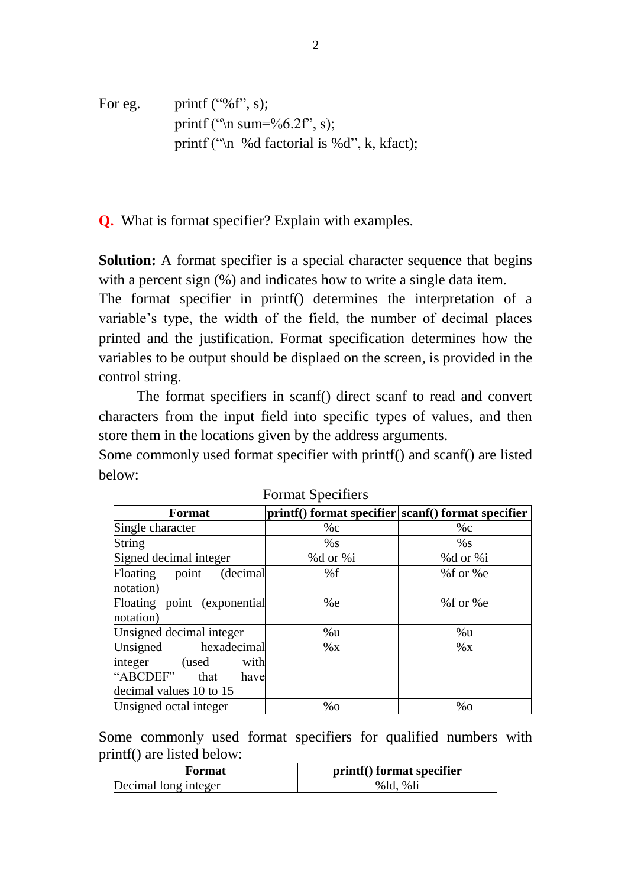For eg. printf ("%f", s);
printf ("\n sum=%6.2f", s);
printf ("\n %d factorial is %d", k, kfact);

**Q.** What is format specifier? Explain with examples.

**Solution:** A format specifier is a special character sequence that begins with a percent sign (%) and indicates how to write a single data item.
The format specifier in printf() determines the interpretation of a variable's type, the width of the field, the number of decimal places printed and the justification. Format specification determines how the variables to be output should be displaed on the screen, is provided in the control string.

The format specifiers in scanf() direct scanf to read and convert characters from the input field into specific types of values, and then store them in the locations given by the address arguments.
Some commonly used format specifier with printf() and scanf() are listed below:

Format Specifiers

| Format | printf() format specifier | scanf() format specifier |
| --- | --- | --- |
| Single character | %c | %c |
| String | %s | %s |
| Signed decimal integer | %d or %i | %d or %i |
| Floating point (decimal notation) | %f | %f or %e |
| Floating point (exponential notation) | %e | %f or %e |
| Unsigned decimal integer | %u | %u |
| Unsigned hexadecimal integer (used with "ABCDEF" that have decimal values 10 to 15 | %x | %x |
| Unsigned octal integer | %o | %o |

Some commonly used format specifiers for qualified numbers with printf() are listed below:

| Format | printf() format specifier |
| --- | --- |
| Decimal long integer | %ld, %li |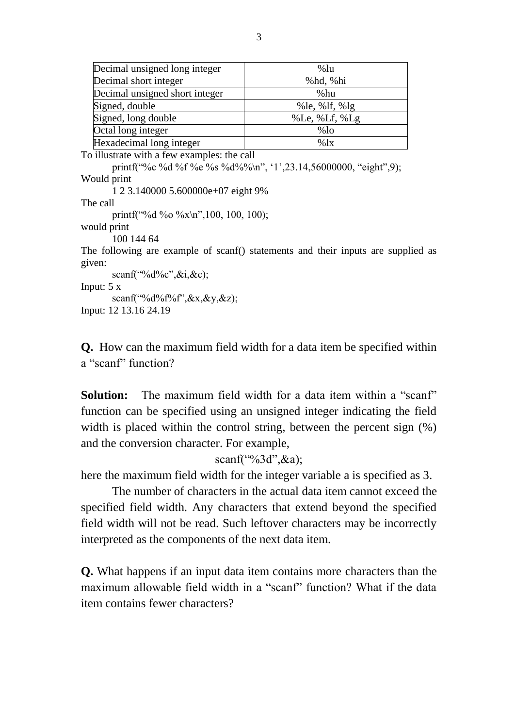| Decimal unsigned long integer | %lu |
| --- | --- |
| Decimal short integer | %hd, %hi |
| Decimal unsigned short integer | %hu |
| Signed, double | %le, %lf, %lg |
| Signed, long double | %Le, %Lf, %Lg |
| Octal long integer | %lo |
| Hexadecimal long integer | %lx |

To illustrate with a few examples: the call

```
printf("%c %d %f %e %s %d%%\n", '1',23.14,56000000, "eight",9);
```

Would print

```
1 2 3.140000 5.600000e+07 eight 9%
```

The call

```
printf("%d %o %x\n",100, 100, 100);
```

would print

```
100 144 64
```

The following are example of scanf() statements and their inputs are supplied as given:

```
scanf("%d%c",&i,&c);
```

Input: 5 x

```
scanf("%d%f%f",&x,&y,&z);
```

Input: 12 13.16 24.19

**Q.** How can the maximum field width for a data item be specified within a "scanf" function?

**Solution:** The maximum field width for a data item within a "scanf" function can be specified using an unsigned integer indicating the field width is placed within the control string, between the percent sign (%) and the conversion character. For example,

```
scanf("%3d",&a);
```

here the maximum field width for the integer variable a is specified as 3.

The number of characters in the actual data item cannot exceed the specified field width. Any characters that extend beyond the specified field width will not be read. Such leftover characters may be incorrectly interpreted as the components of the next data item.

**Q.** What happens if an input data item contains more characters than the maximum allowable field width in a "scanf" function? What if the data item contains fewer characters?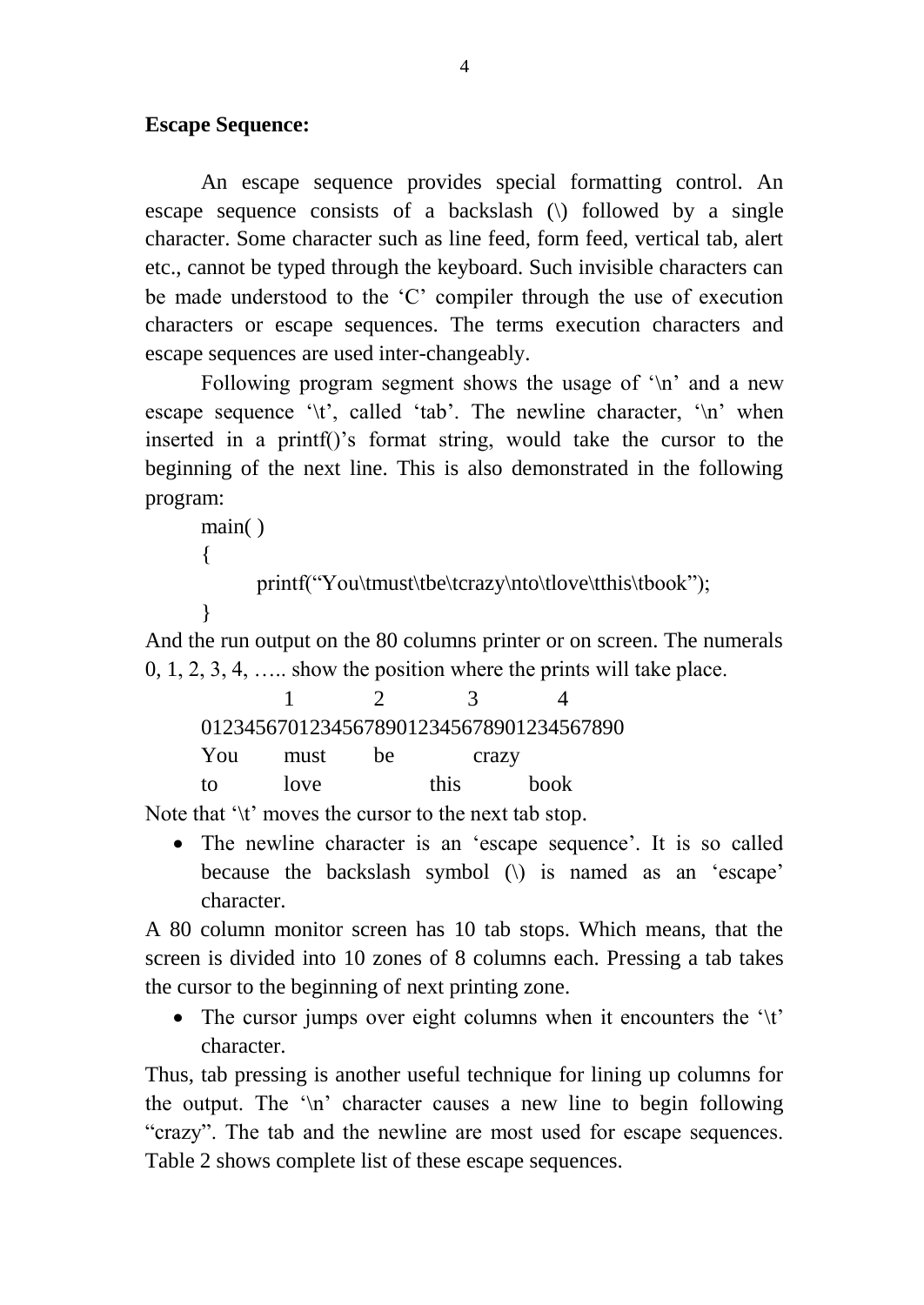**Escape Sequence:**

An escape sequence provides special formatting control. An escape sequence consists of a backslash (\) followed by a single character. Some character such as line feed, form feed, vertical tab, alert etc., cannot be typed through the keyboard. Such invisible characters can be made understood to the 'C' compiler through the use of execution characters or escape sequences. The terms execution characters and escape sequences are used inter-changeably.

Following program segment shows the usage of '\n' and a new escape sequence '\t', called 'tab'. The newline character, '\n' when inserted in a printf()'s format string, would take the cursor to the beginning of the next line. This is also demonstrated in the following program:

```
main( )
{
        printf("You\tmust\tbe\tcrazy\nto\tlove\tthis\tbook");
}
```

And the run output on the 80 columns printer or on screen. The numerals 0, 1, 2, 3, 4, ….. show the position where the prints will take place.

```
          1         2         3         4
01234567012345678901234567890123456789​0
You     must    be      crazy
to      love            this    book
```

Note that '\t' moves the cursor to the next tab stop.

- The newline character is an 'escape sequence'. It is so called because the backslash symbol (\) is named as an 'escape' character.

A 80 column monitor screen has 10 tab stops. Which means, that the screen is divided into 10 zones of 8 columns each. Pressing a tab takes the cursor to the beginning of next printing zone.

- The cursor jumps over eight columns when it encounters the '\t' character.

Thus, tab pressing is another useful technique for lining up columns for the output. The '\n' character causes a new line to begin following "crazy". The tab and the newline are most used for escape sequences. Table 2 shows complete list of these escape sequences.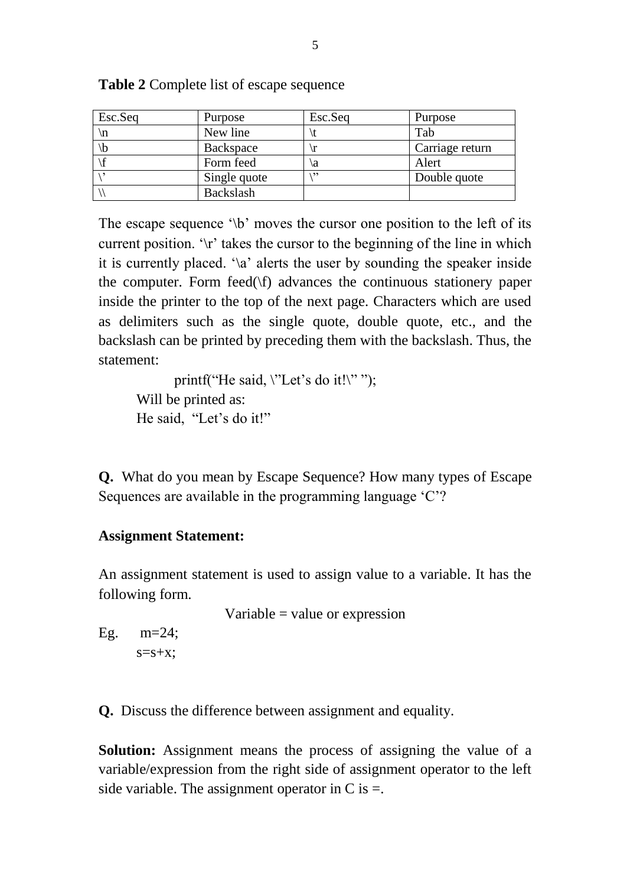**Table 2** Complete list of escape sequence

| Esc.Seq | Purpose | Esc.Seq | Purpose |
|---|---|---|---|
| \n | New line | \t | Tab |
| \b | Backspace | \r | Carriage return |
| \f | Form feed | \a | Alert |
| \’ | Single quote | \” | Double quote |
| \\ | Backslash | | |

The escape sequence ‘\b’ moves the cursor one position to the left of its current position. ‘\r’ takes the cursor to the beginning of the line in which it is currently placed. ‘\a’ alerts the user by sounding the speaker inside the computer. Form feed(\f) advances the continuous stationery paper inside the printer to the top of the next page. Characters which are used as delimiters such as the single quote, double quote, etc., and the backslash can be printed by preceding them with the backslash. Thus, the statement:

```
printf(“He said, \”Let’s do it!\” ”);
```

Will be printed as:

He said, “Let’s do it!”

**Q.** What do you mean by Escape Sequence? How many types of Escape Sequences are available in the programming language ‘C’?

**Assignment Statement:**

An assignment statement is used to assign value to a variable. It has the following form.

Variable = value or expression

Eg.
```
m=24;
s=s+x;
```

**Q.** Discuss the difference between assignment and equality.

**Solution:** Assignment means the process of assigning the value of a variable/expression from the right side of assignment operator to the left side variable. The assignment operator in C is =.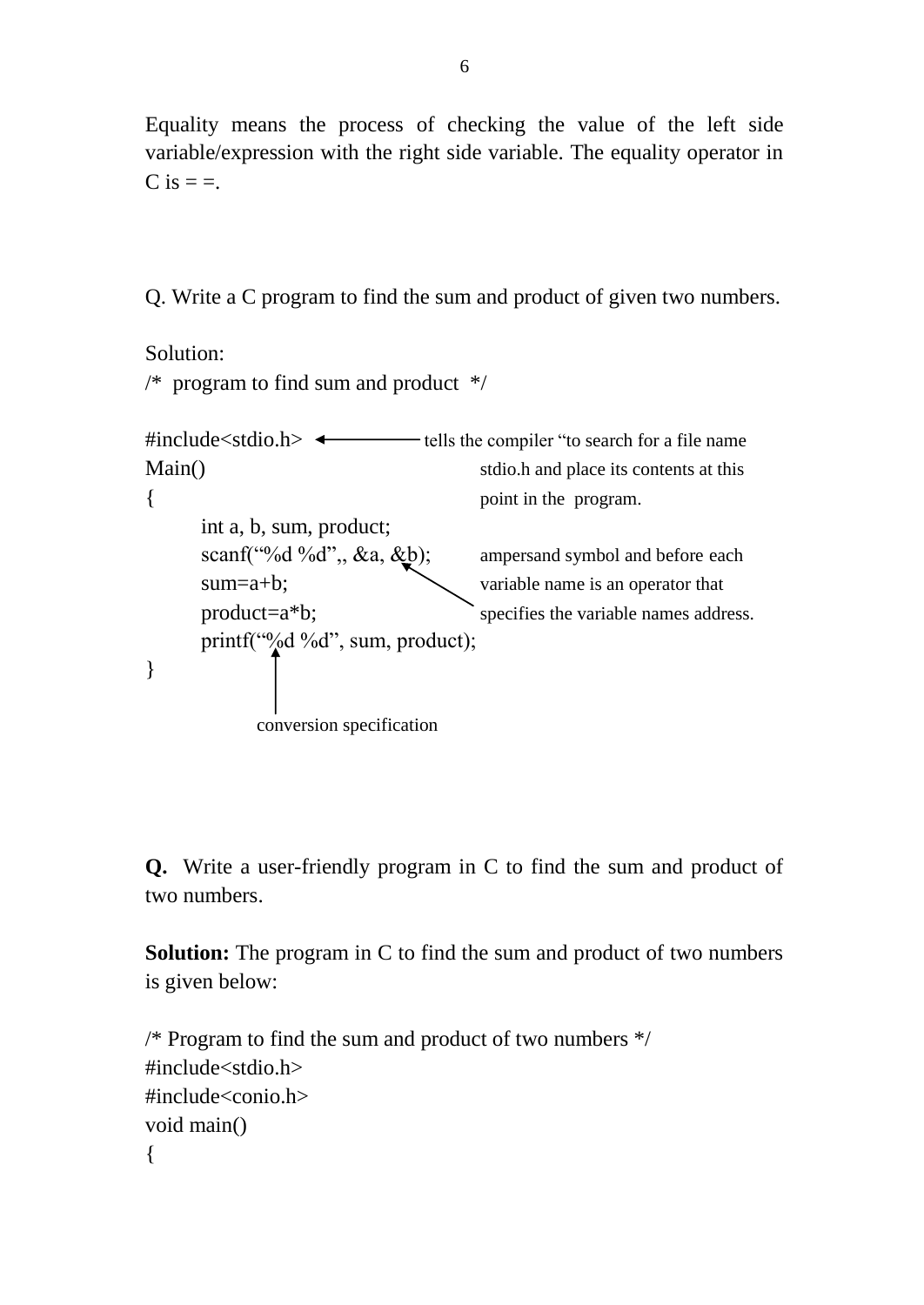Equality means the process of checking the value of the left side variable/expression with the right side variable. The equality operator in C is = =.

Q. Write a C program to find the sum and product of given two numbers.

Solution:

```
/*  program to find sum and product  */

#include<stdio.h>   <------ tells the compiler "to search for a file name
Main()                       stdio.h and place its contents at this
{                            point in the  program.
        int a, b, sum, product;
        scanf("%d %d",, &a, &b);     ampersand symbol and before each
        sum=a+b;                     variable name is an operator that
        product=a*b;                 specifies the variable names address.
        printf("%d %d", sum, product);
}
                 ^
                 |
        conversion specification
```

**Q.** Write a user-friendly program in C to find the sum and product of two numbers.

**Solution:** The program in C to find the sum and product of two numbers is given below:

```
/* Program to find the sum and product of two numbers */
#include<stdio.h>
#include<conio.h>
void main()
{
```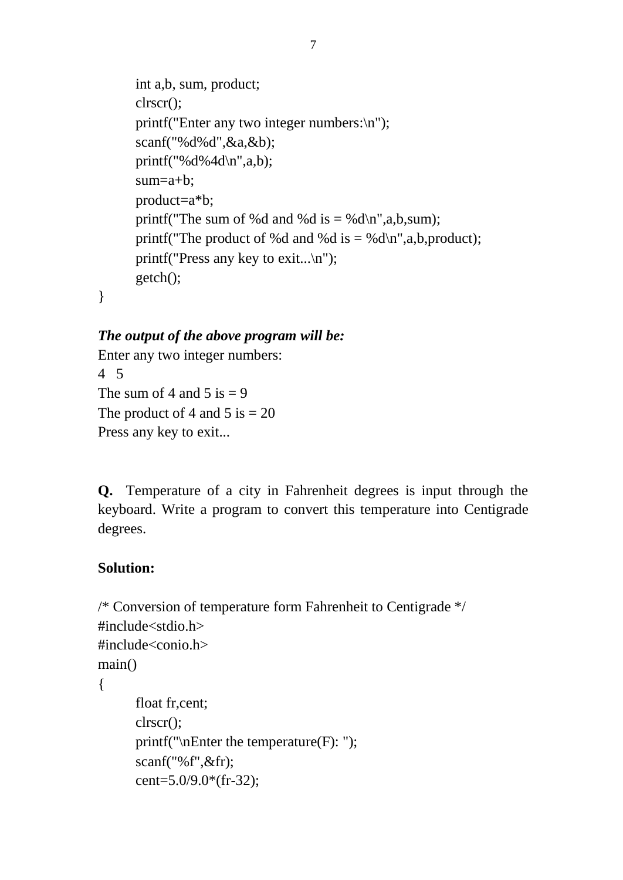```
    int a,b, sum, product;
    clrscr();
    printf("Enter any two integer numbers:\n");
    scanf("%d%d",&a,&b);
    printf("%d%4d\n",a,b);
    sum=a+b;
    product=a*b;
    printf("The sum of %d and %d is = %d\n",a,b,sum);
    printf("The product of %d and %d is = %d\n",a,b,product);
    printf("Press any key to exit...\n");
    getch();
}
```

***The output of the above program will be:***

```
Enter any two integer numbers:
4   5
The sum of 4 and 5 is = 9
The product of 4 and 5 is = 20
Press any key to exit...
```

**Q.** Temperature of a city in Fahrenheit degrees is input through the keyboard. Write a program to convert this temperature into Centigrade degrees.

**Solution:**

```
/* Conversion of temperature form Fahrenheit to Centigrade */
#include<stdio.h>
#include<conio.h>
main()
{
    float fr,cent;
    clrscr();
    printf("\nEnter the temperature(F): ");
    scanf("%f",&fr);
    cent=5.0/9.0*(fr-32);
```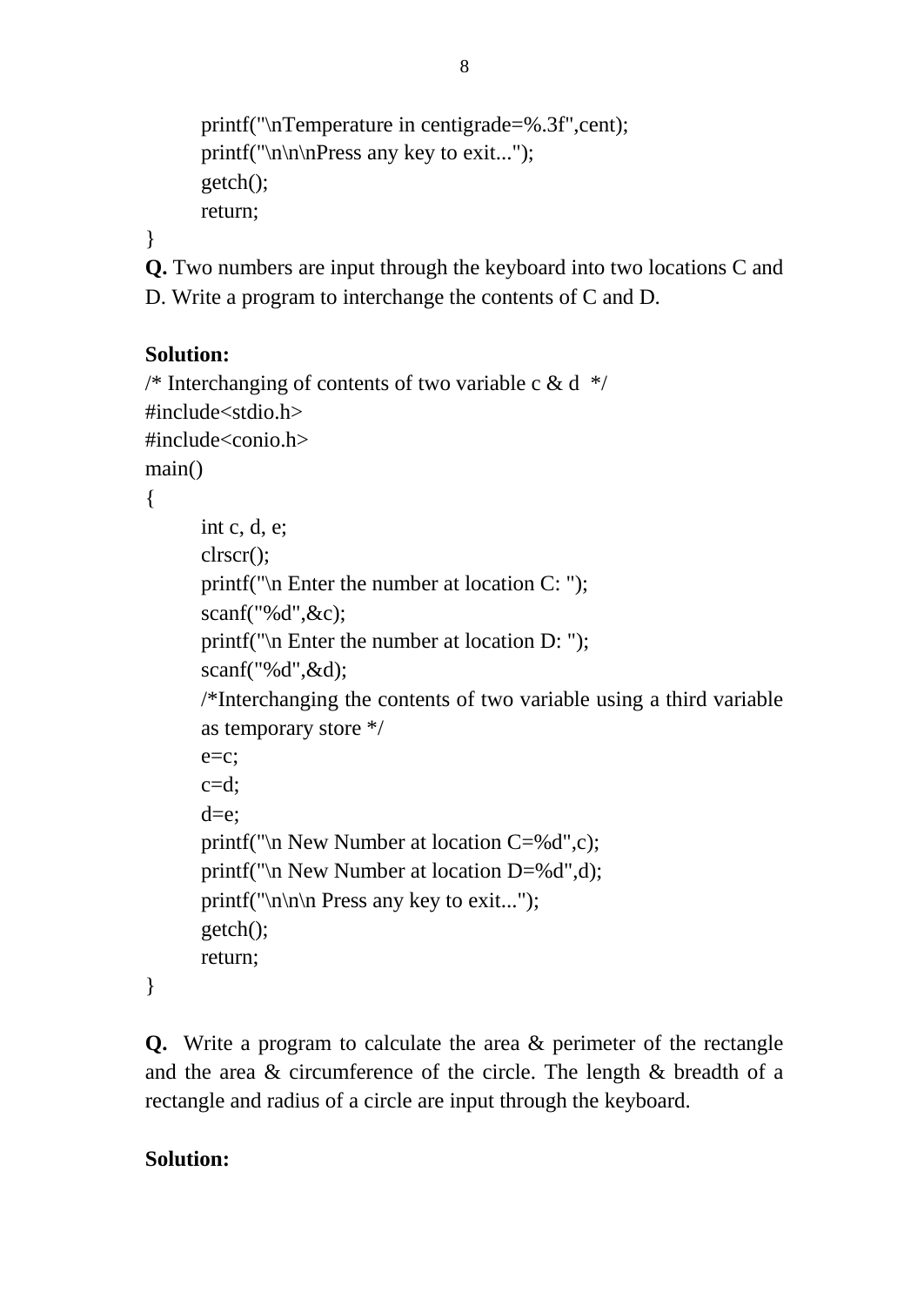```
    printf("\nTemperature in centigrade=%.3f",cent);
    printf("\n\n\nPress any key to exit...");
    getch();
    return;
}
```

**Q.** Two numbers are input through the keyboard into two locations C and D. Write a program to interchange the contents of C and D.

**Solution:**

```
/* Interchanging of contents of two variable c & d  */
#include<stdio.h>
#include<conio.h>
main()
{
    int c, d, e;
    clrscr();
    printf("\n Enter the number at location C: ");
    scanf("%d",&c);
    printf("\n Enter the number at location D: ");
    scanf("%d",&d);
    /*Interchanging the contents of two variable using a third variable
    as temporary store */
    e=c;
    c=d;
    d=e;
    printf("\n New Number at location C=%d",c);
    printf("\n New Number at location D=%d",d);
    printf("\n\n\n Press any key to exit...");
    getch();
    return;
}
```

**Q.** Write a program to calculate the area & perimeter of the rectangle and the area & circumference of the circle. The length & breadth of a rectangle and radius of a circle are input through the keyboard.

**Solution:**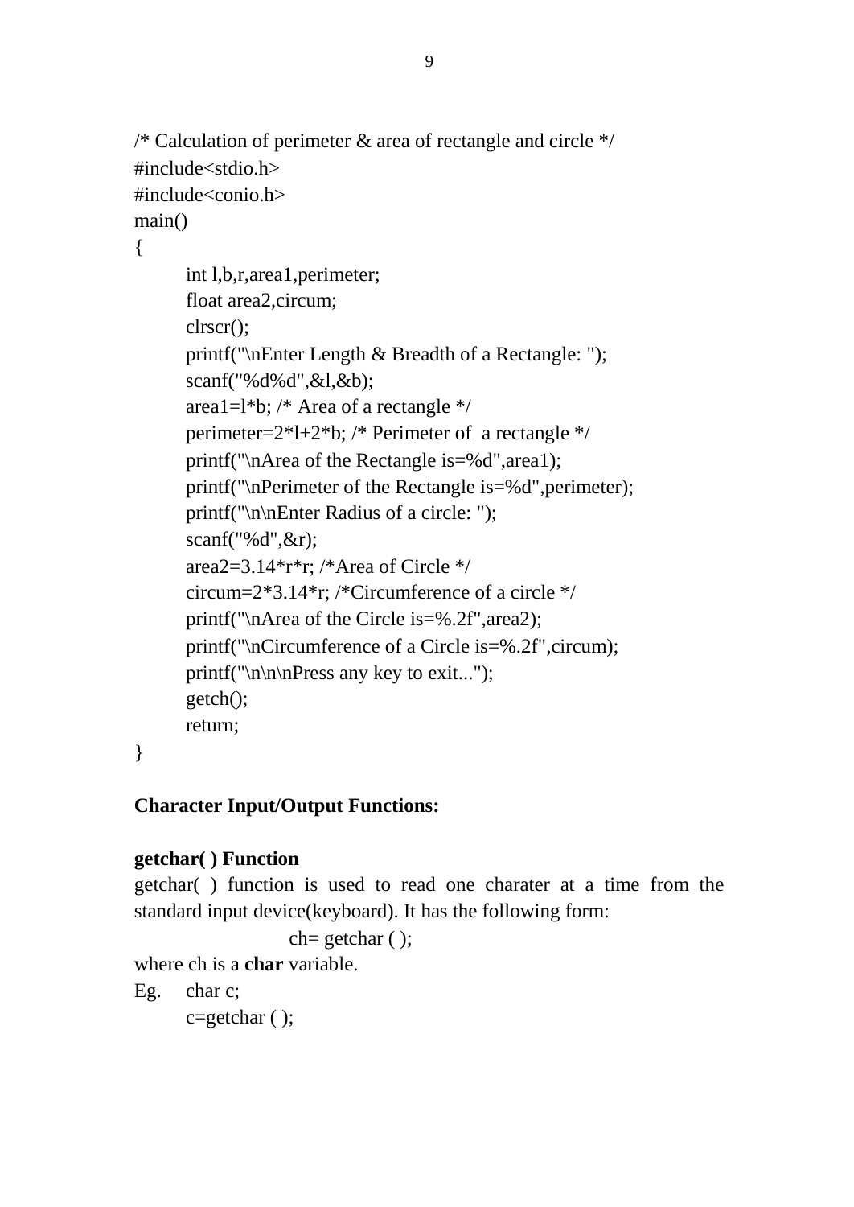```
/* Calculation of perimeter & area of rectangle and circle */
#include<stdio.h>
#include<conio.h>
main()
{
	int l,b,r,area1,perimeter;
	float area2,circum;
	clrscr();
	printf("\nEnter Length & Breadth of a Rectangle: ");
	scanf("%d%d",&l,&b);
	area1=l*b; /* Area of a rectangle */
	perimeter=2*l+2*b; /* Perimeter of  a rectangle */
	printf("\nArea of the Rectangle is=%d",area1);
	printf("\nPerimeter of the Rectangle is=%d",perimeter);
	printf("\n\nEnter Radius of a circle: ");
	scanf("%d",&r);
	area2=3.14*r*r; /*Area of Circle */
	circum=2*3.14*r; /*Circumference of a circle */
	printf("\nArea of the Circle is=%.2f",area2);
	printf("\nCircumference of a Circle is=%.2f",circum);
	printf("\n\n\nPress any key to exit...");
	getch();
	return;
}
```

**Character Input/Output Functions:**

**getchar( ) Function**

getchar( ) function is used to read one charater at a time from the standard input device(keyboard). It has the following form:

```
ch= getchar ( );
```

where ch is a **char** variable.

Eg.
```
char c;
c=getchar ( );
```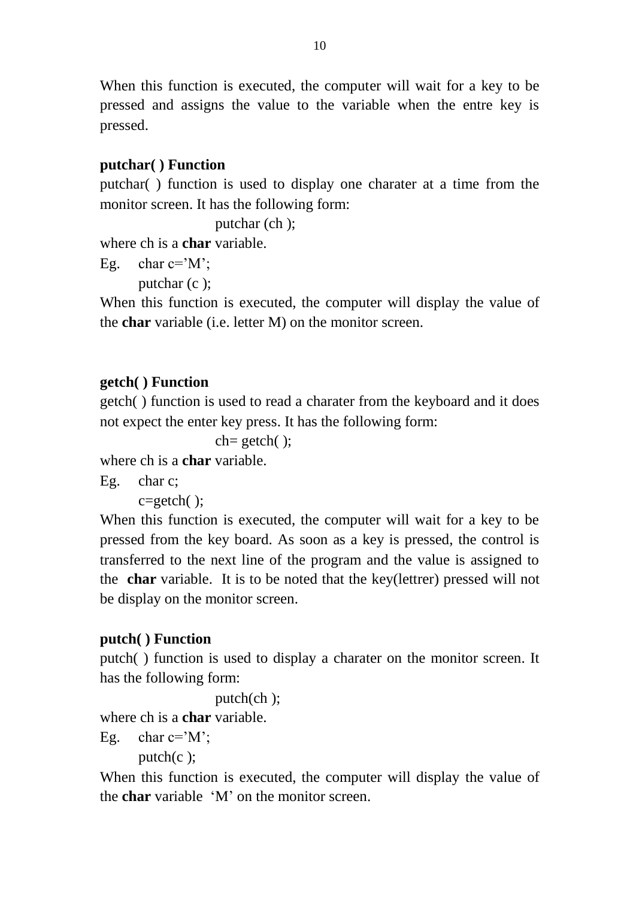When this function is executed, the computer will wait for a key to be pressed and assigns the value to the variable when the entre key is pressed.

**putchar( ) Function**

putchar( ) function is used to display one charater at a time from the monitor screen. It has the following form:

```
putchar (ch );
```

where ch is a **char** variable.

Eg.

```
char c='M';
putchar (c );
```

When this function is executed, the computer will display the value of the **char** variable (i.e. letter M) on the monitor screen.

**getch( ) Function**

getch( ) function is used to read a charater from the keyboard and it does not expect the enter key press. It has the following form:

```
ch= getch( );
```

where ch is a **char** variable.

Eg.

```
char c;
c=getch( );
```

When this function is executed, the computer will wait for a key to be pressed from the key board. As soon as a key is pressed, the control is transferred to the next line of the program and the value is assigned to the **char** variable. It is to be noted that the key(lettrer) pressed will not be display on the monitor screen.

**putch( ) Function**

putch( ) function is used to display a charater on the monitor screen. It has the following form:

```
putch(ch );
```

where ch is a **char** variable.

Eg.

```
char c='M';
putch(c );
```

When this function is executed, the computer will display the value of the **char** variable 'M' on the monitor screen.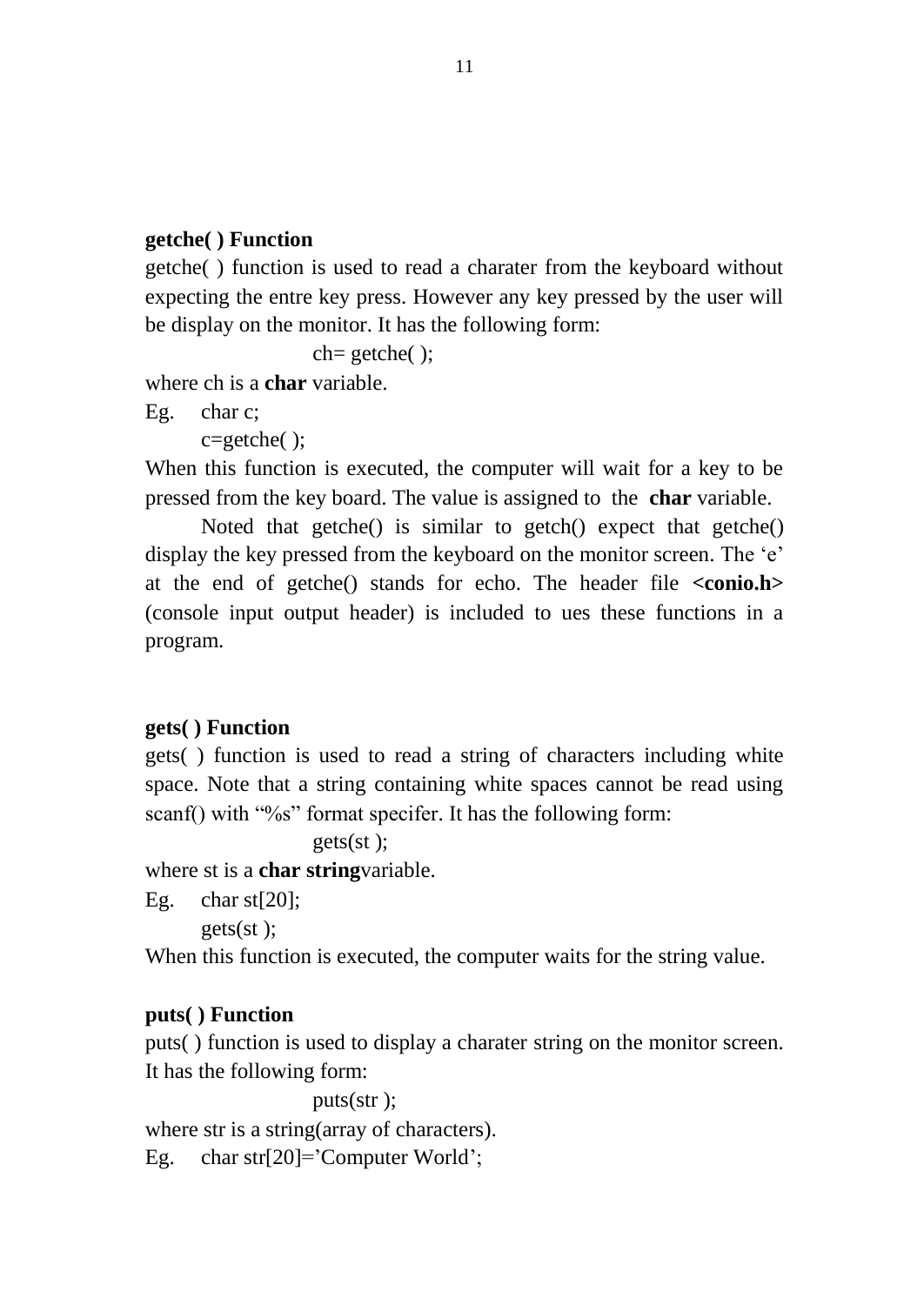**getche( ) Function**

getche( ) function is used to read a charater from the keyboard without expecting the entre key press. However any key pressed by the user will be display on the monitor. It has the following form:

```
ch= getche( );
```

where ch is a **char** variable.

Eg.

```
char c;
c=getche( );
```

When this function is executed, the computer will wait for a key to be pressed from the key board. The value is assigned to the **char** variable.

Noted that getche() is similar to getch() expect that getche() display the key pressed from the keyboard on the monitor screen. The 'e' at the end of getche() stands for echo. The header file **<conio.h>** (console input output header) is included to ues these functions in a program.

**gets( ) Function**

gets( ) function is used to read a string of characters including white space. Note that a string containing white spaces cannot be read using scanf() with "%s" format specifer. It has the following form:

```
gets(st );
```

where st is a **char string**variable.

Eg.

```
char st[20];
gets(st );
```

When this function is executed, the computer waits for the string value.

**puts( ) Function**

puts( ) function is used to display a charater string on the monitor screen. It has the following form:

```
puts(str );
```

where str is a string(array of characters).

Eg.

```
char str[20]='Computer World';
```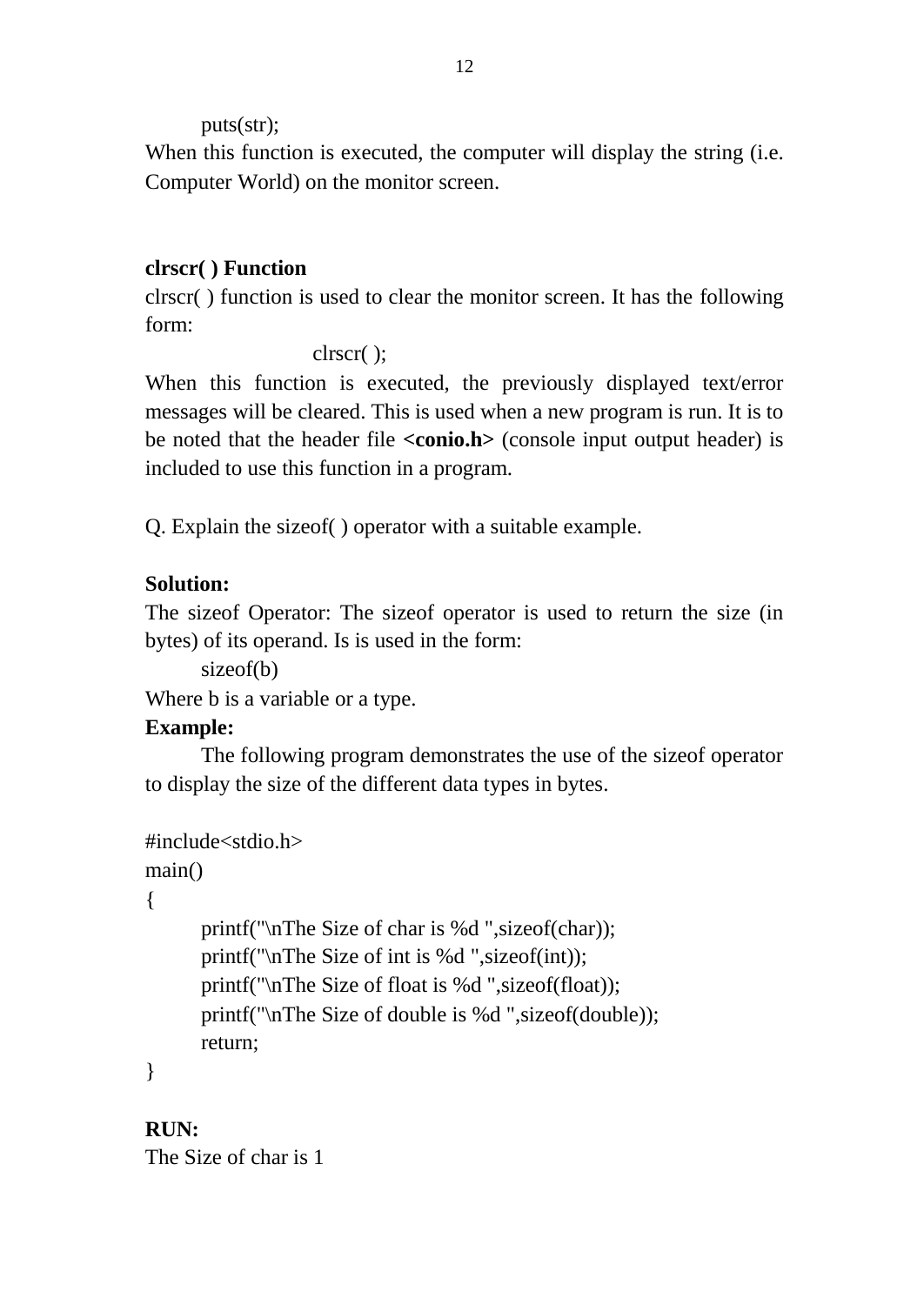puts(str);

When this function is executed, the computer will display the string (i.e. Computer World) on the monitor screen.

**clrscr( ) Function**

clrscr( ) function is used to clear the monitor screen. It has the following form:

    clrscr( );

When this function is executed, the previously displayed text/error messages will be cleared. This is used when a new program is run. It is to be noted that the header file **<conio.h>** (console input output header) is included to use this function in a program.

Q. Explain the sizeof( ) operator with a suitable example.

**Solution:**

The sizeof Operator: The sizeof operator is used to return the size (in bytes) of its operand. Is is used in the form:

    sizeof(b)

Where b is a variable or a type.

**Example:**

The following program demonstrates the use of the sizeof operator to display the size of the different data types in bytes.

```
#include<stdio.h>
main()
{
    printf("\nThe Size of char is %d ",sizeof(char));
    printf("\nThe Size of int is %d ",sizeof(int));
    printf("\nThe Size of float is %d ",sizeof(float));
    printf("\nThe Size of double is %d ",sizeof(double));
    return;
}
```

**RUN:**

The Size of char is 1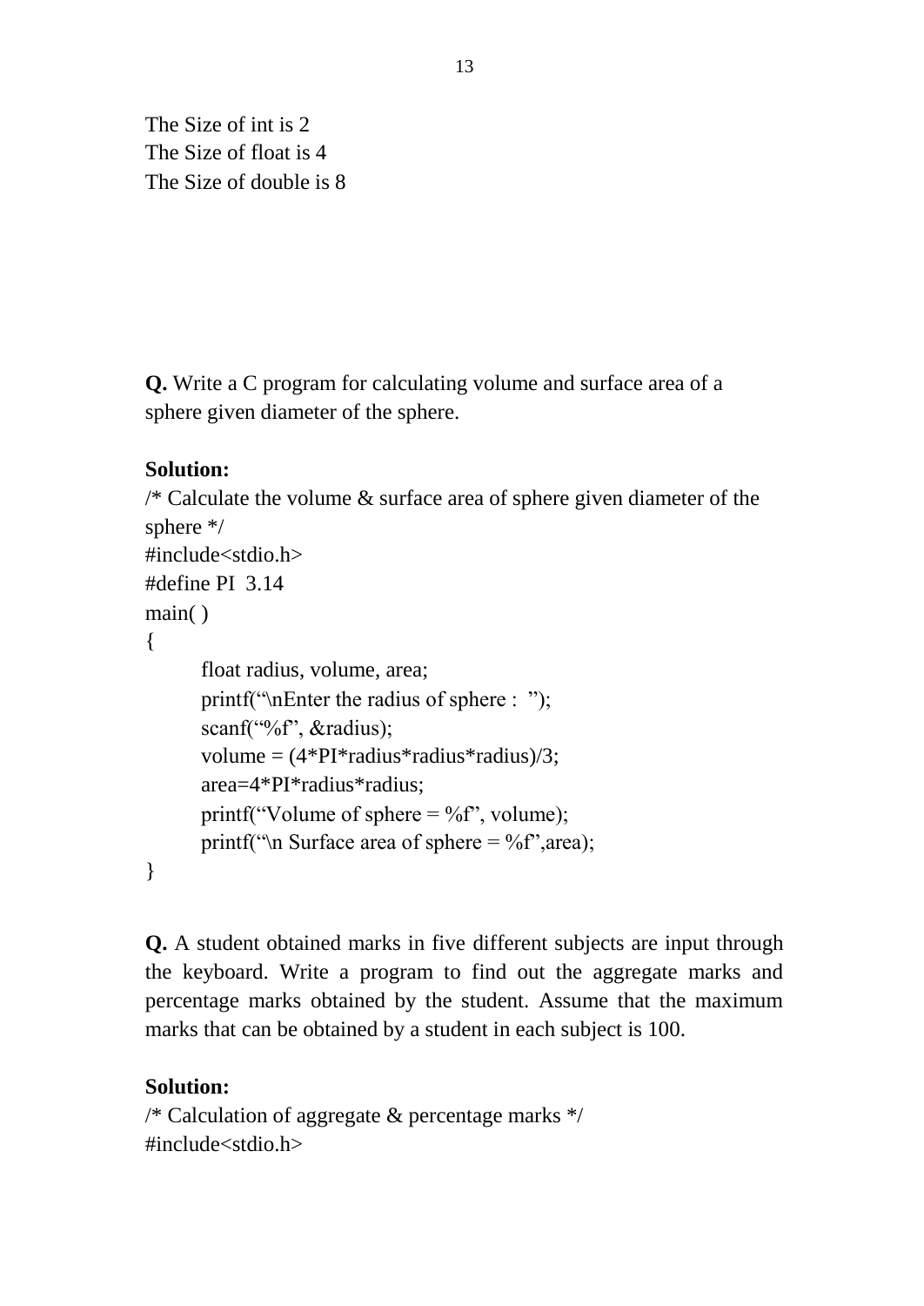The Size of int is 2
The Size of float is 4
The Size of double is 8

**Q.** Write a C program for calculating volume and surface area of a sphere given diameter of the sphere.

**Solution:**

```
/* Calculate the volume & surface area of sphere given diameter of the sphere */
#include<stdio.h>
#define PI  3.14
main( )
{
        float radius, volume, area;
        printf("\nEnter the radius of sphere :  ");
        scanf("%f", &radius);
        volume = (4*PI*radius*radius*radius)/3;
        area=4*PI*radius*radius;
        printf("Volume of sphere = %f", volume);
        printf("\n Surface area of sphere = %f",area);
}
```

**Q.** A student obtained marks in five different subjects are input through the keyboard. Write a program to find out the aggregate marks and percentage marks obtained by the student. Assume that the maximum marks that can be obtained by a student in each subject is 100.

**Solution:**

```
/* Calculation of aggregate & percentage marks */
#include<stdio.h>
```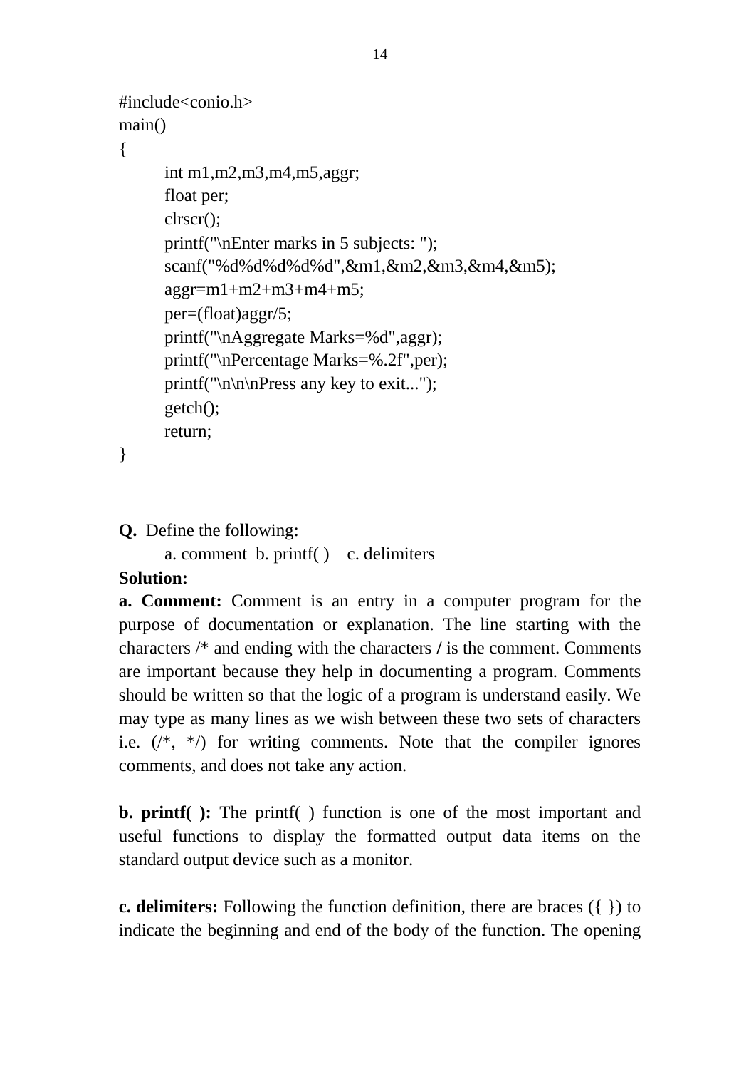```
#include<conio.h>
main()
{
        int m1,m2,m3,m4,m5,aggr;
        float per;
        clrscr();
        printf("\nEnter marks in 5 subjects: ");
        scanf("%d%d%d%d%d",&m1,&m2,&m3,&m4,&m5);
        aggr=m1+m2+m3+m4+m5;
        per=(float)aggr/5;
        printf("\nAggregate Marks=%d",aggr);
        printf("\nPercentage Marks=%.2f",per);
        printf("\n\n\nPress any key to exit...");
        getch();
        return;
}
```

**Q.** Define the following:

a. comment b. printf( ) c. delimiters

**Solution:**

**a. Comment:** Comment is an entry in a computer program for the purpose of documentation or explanation. The line starting with the characters /* and ending with the characters **/** is the comment. Comments are important because they help in documenting a program. Comments should be written so that the logic of a program is understand easily. We may type as many lines as we wish between these two sets of characters i.e. (/*, */) for writing comments. Note that the compiler ignores comments, and does not take any action.

**b. printf( ):** The printf( ) function is one of the most important and useful functions to display the formatted output data items on the standard output device such as a monitor.

**c. delimiters:** Following the function definition, there are braces ({ }) to indicate the beginning and end of the body of the function. The opening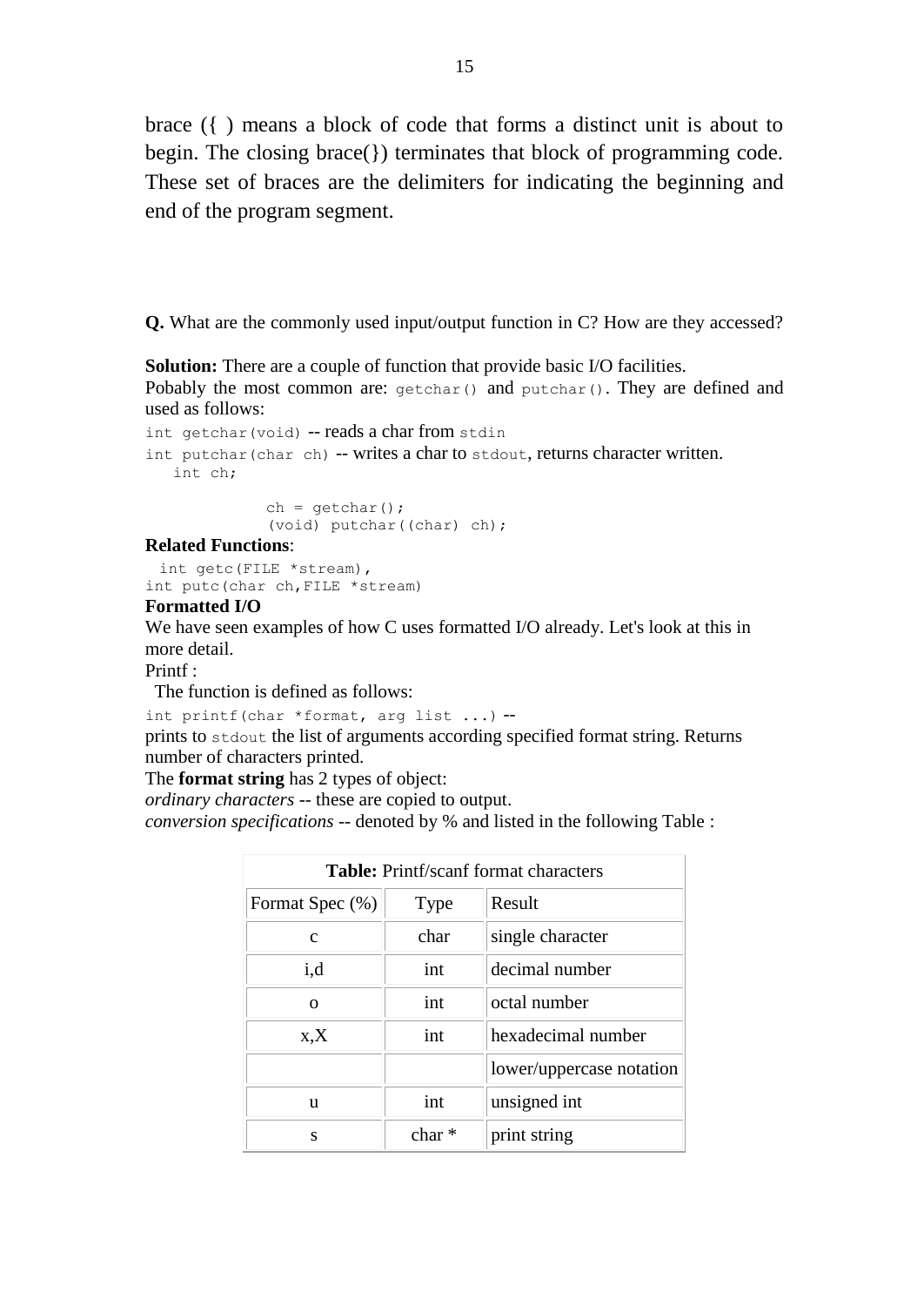brace ({ ) means a block of code that forms a distinct unit is about to begin. The closing brace(}) terminates that block of programming code. These set of braces are the delimiters for indicating the beginning and end of the program segment.

**Q.** What are the commonly used input/output function in C? How are they accessed?

**Solution:** There are a couple of function that provide basic I/O facilities.
Pobably the most common are: `getchar()` and `putchar()`. They are defined and used as follows:

`int getchar(void)` -- reads a char from `stdin`

`int putchar(char ch)` -- writes a char to `stdout`, returns character written.

```
   int ch;

            ch = getchar();
            (void) putchar((char) ch);
```

**Related Functions**:

```
  int getc(FILE *stream),
int putc(char ch,FILE *stream)
```

**Formatted I/O**

We have seen examples of how C uses formatted I/O already. Let's look at this in more detail.

Printf :

The function is defined as follows:

`int printf(char *format, arg list ...)` --
prints to `stdout` the list of arguments according specified format string. Returns number of characters printed.

The **format string** has 2 types of object:

*ordinary characters* -- these are copied to output.

*conversion specifications* -- denoted by % and listed in the following Table :

**Table:** Printf/scanf format characters

| Format Spec (%) | Type | Result |
|---|---|---|
| c | char | single character |
| i,d | int | decimal number |
| o | int | octal number |
| x,X | int | hexadecimal number |
| | | lower/uppercase notation |
| u | int | unsigned int |
| s | char * | print string |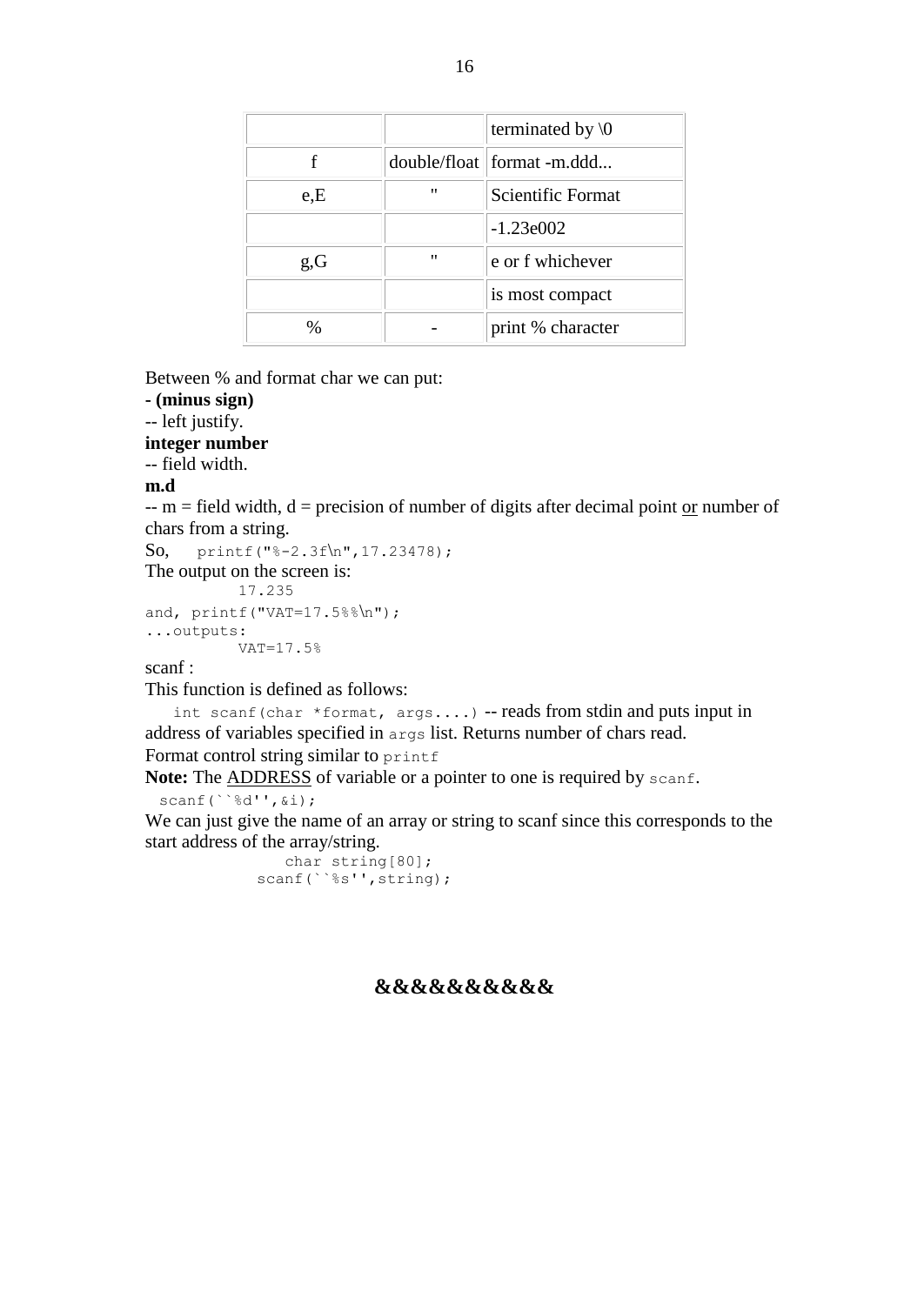| | | |
|---|---|---|
| | | terminated by \0 |
| f | double/float | format -m.ddd... |
| e,E | " | Scientific Format |
| | | -1.23e002 |
| g,G | " | e or f whichever |
| | | is most compact |
| % | - | print % character |

Between % and format char we can put:

**- (minus sign)**

-- left justify.

**integer number**

-- field width.

**m.d**

-- m = field width, d = precision of number of digits after decimal point or number of chars from a string.

So, `printf("%-2.3f\n",17.23478);`

The output on the screen is:

```
17.235
```

and, `printf("VAT=17.5%%\n");`

...outputs:

```
VAT=17.5%
```

scanf :

This function is defined as follows:

`int scanf(char *format, args....)` -- reads from stdin and puts input in address of variables specified in `args` list. Returns number of chars read.

Format control string similar to `printf`

**Note:** The ADDRESS of variable or a pointer to one is required by `scanf`.

```
scanf(``%d'',&i);
```

We can just give the name of an array or string to scanf since this corresponds to the start address of the array/string.

```
char string[80];
scanf(``%s'',string);
```

**&&&&&&&&&&**